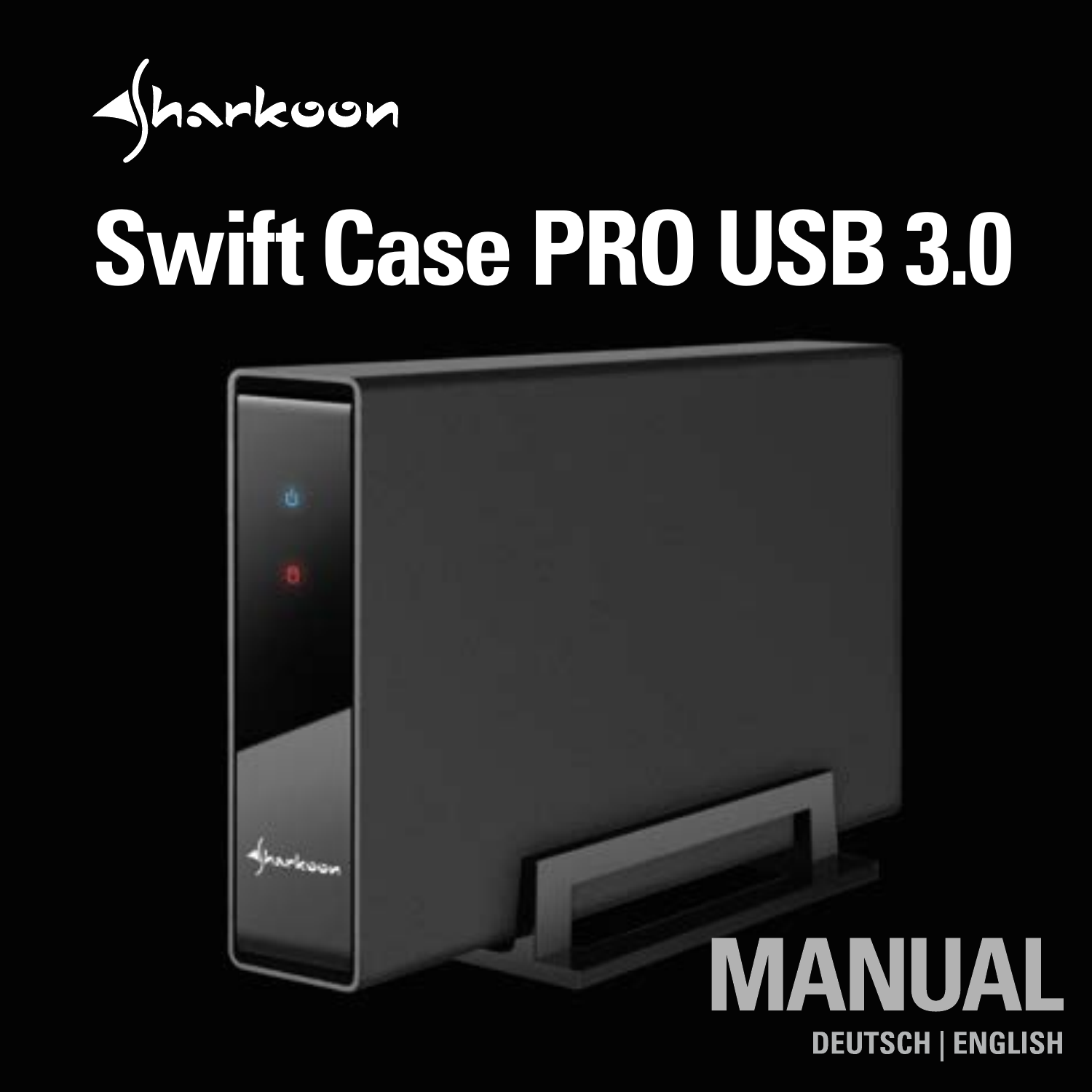Sharkoon

# Swift Case PRO USB 3.0

## MANUAL

DEUTSCH | ENGLISH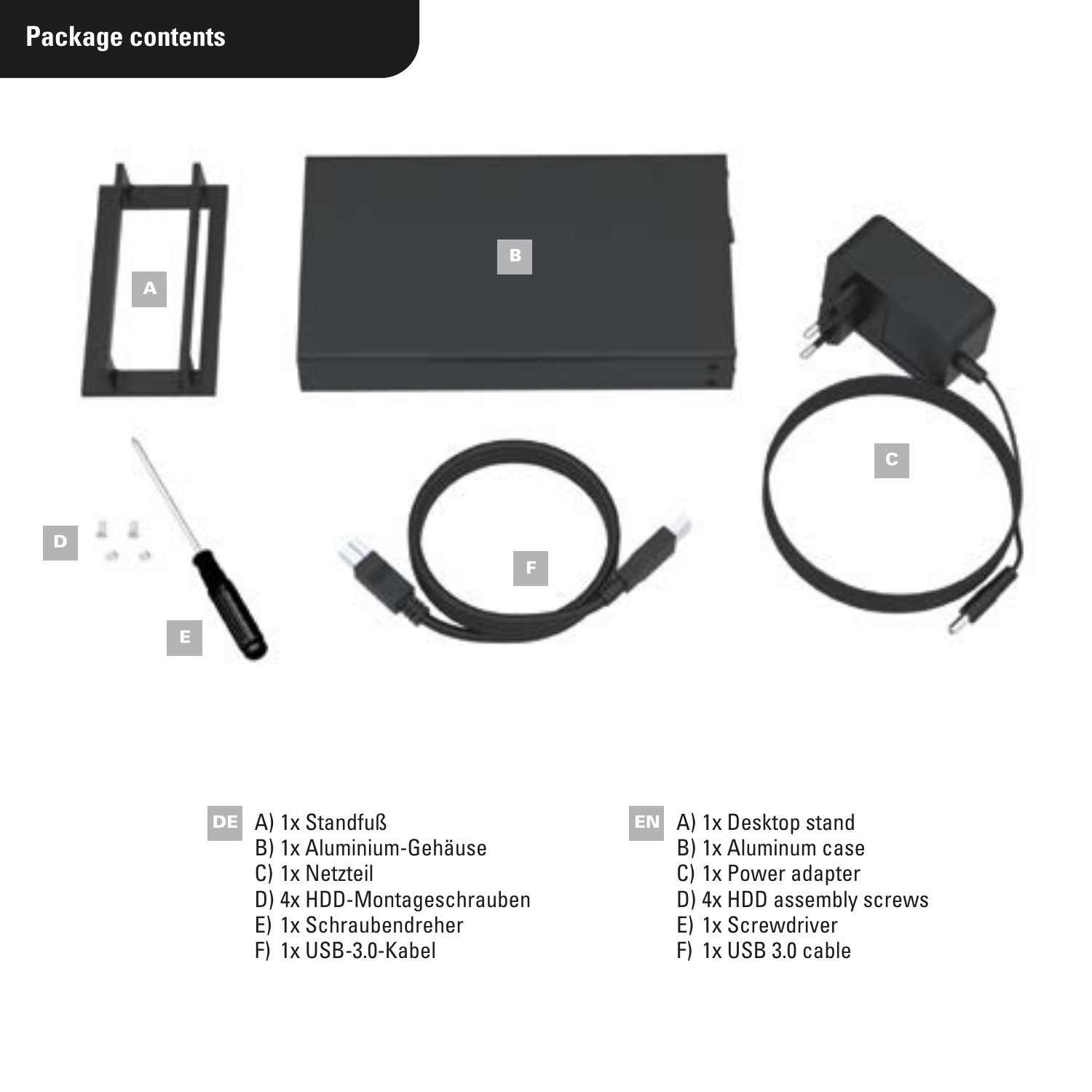# Package contents

DE

A) 1x Standfuß
B) 1x Aluminium-Gehäuse
C) 1x Netzteil
D) 4x HDD-Montageschrauben
E) 1x Schraubendreher
F) 1x USB-3.0-Kabel

EN

A) 1x Desktop stand
B) 1x Aluminum case
C) 1x Power adapter
D) 4x HDD assembly screws
E) 1x Screwdriver
F) 1x USB 3.0 cable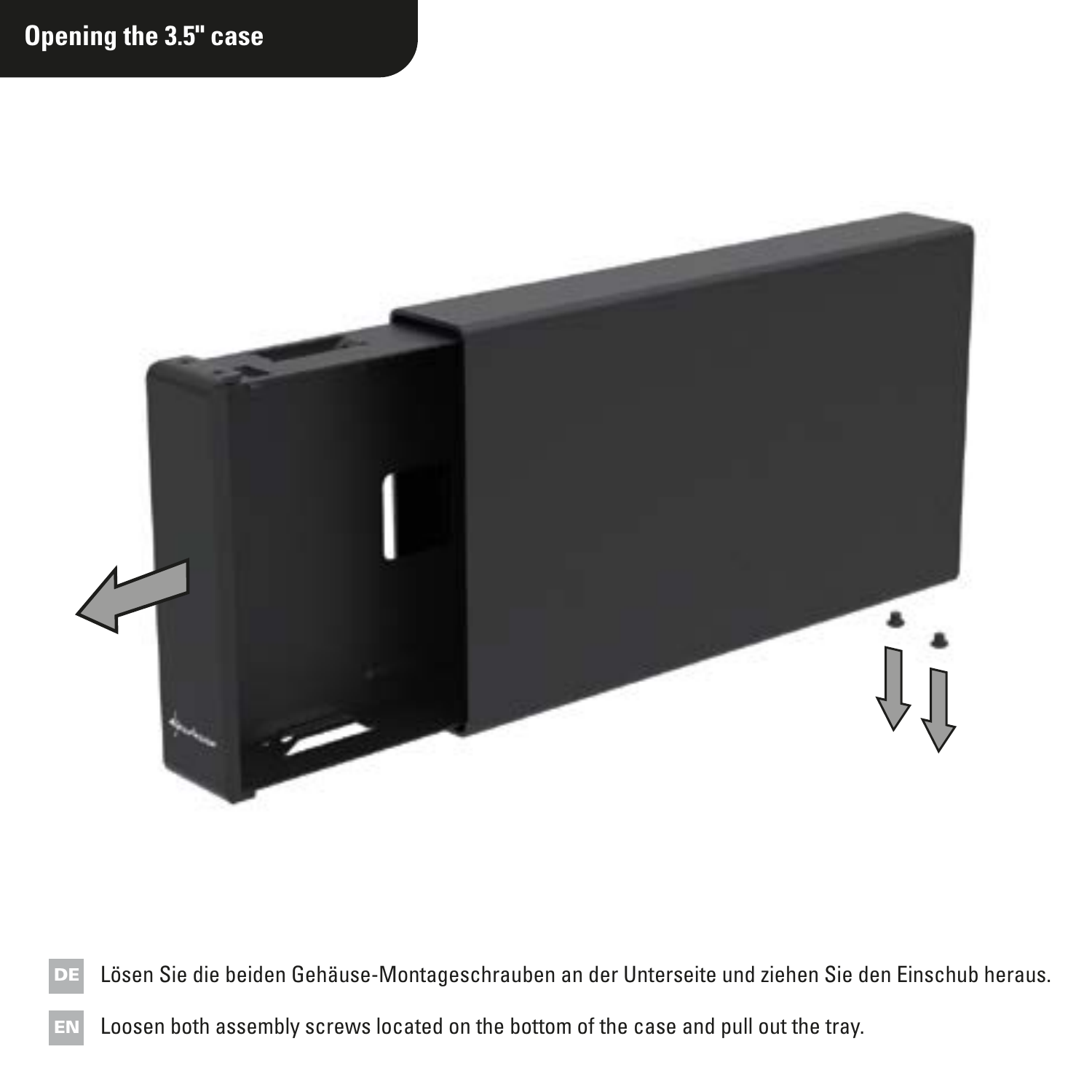## Opening the 3.5" case

**DE** Lösen Sie die beiden Gehäuse-Montageschrauben an der Unterseite und ziehen Sie den Einschub heraus.

**EN** Loosen both assembly screws located on the bottom of the case and pull out the tray.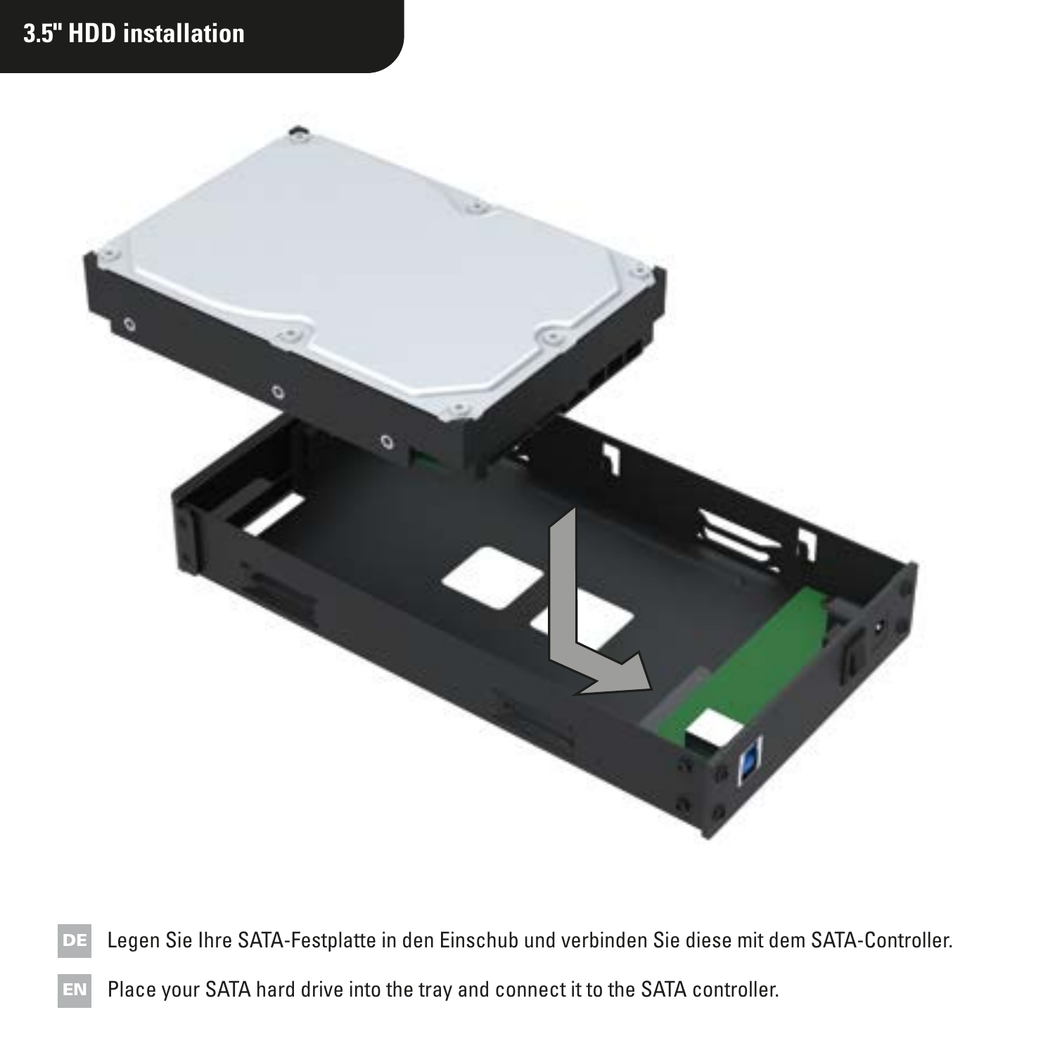## 3.5" HDD installation

**DE** Legen Sie Ihre SATA-Festplatte in den Einschub und verbinden Sie diese mit dem SATA-Controller.

**EN** Place your SATA hard drive into the tray and connect it to the SATA controller.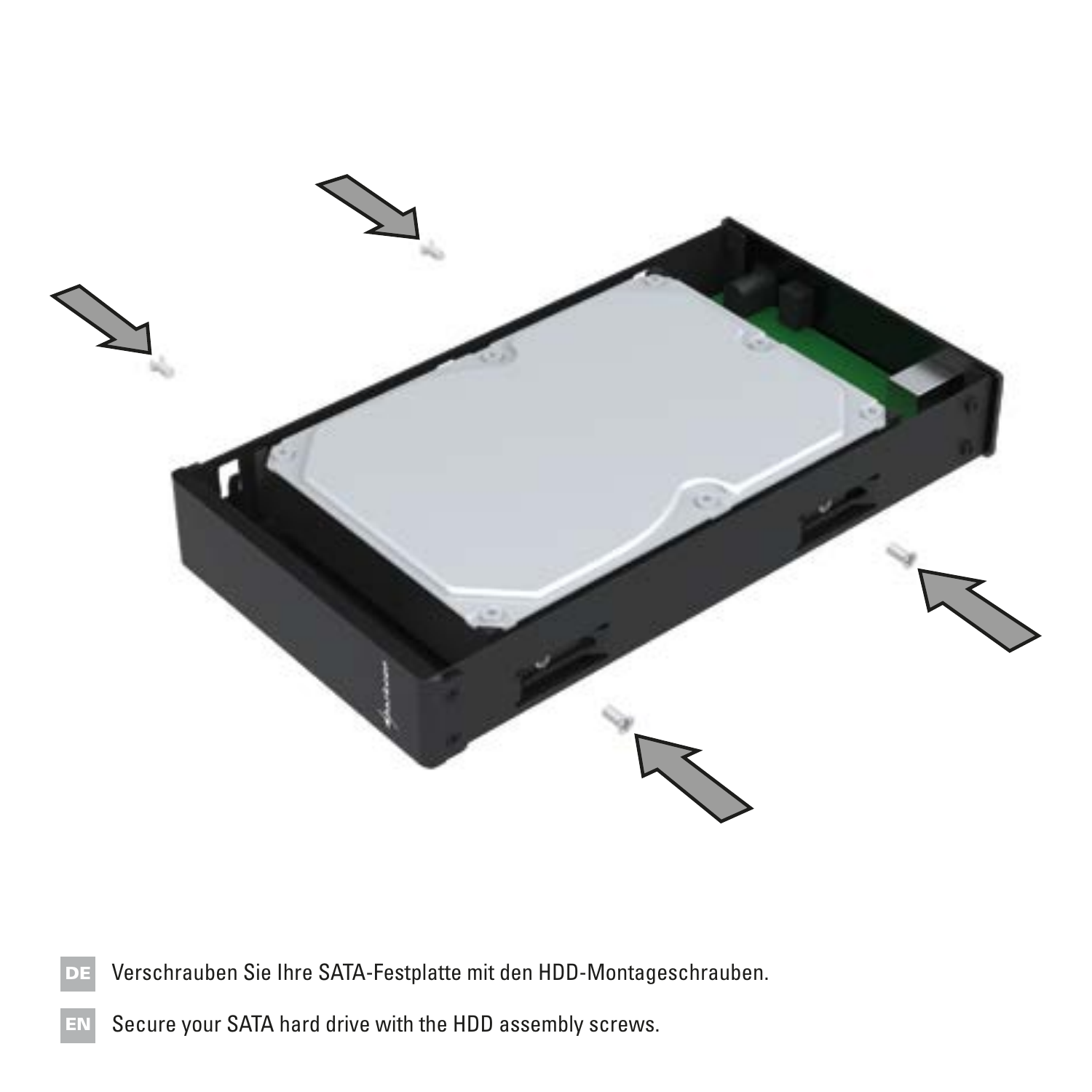**DE** Verschrauben Sie Ihre SATA-Festplatte mit den HDD-Montageschrauben.

**EN** Secure your SATA hard drive with the HDD assembly screws.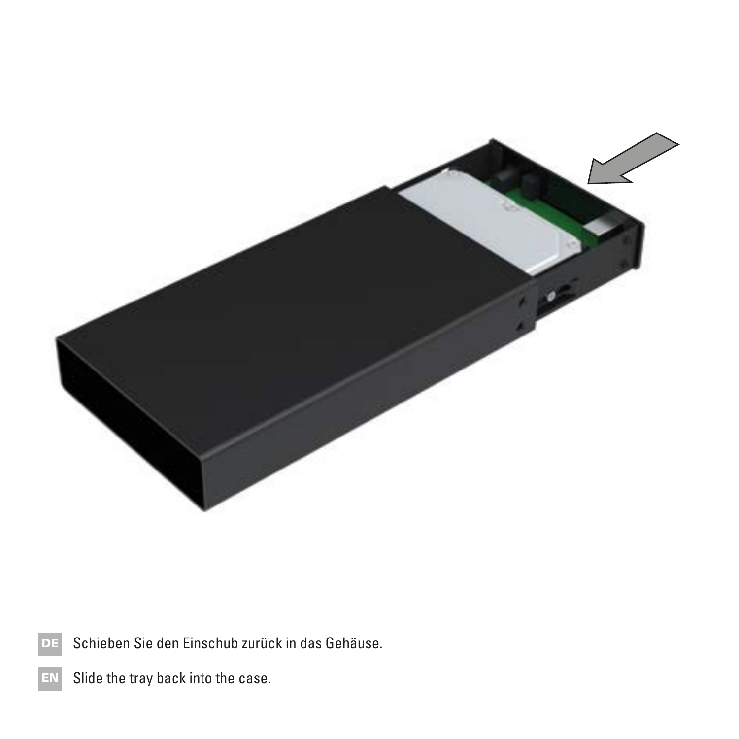DE Schieben Sie den Einschub zurück in das Gehäuse.

EN Slide the tray back into the case.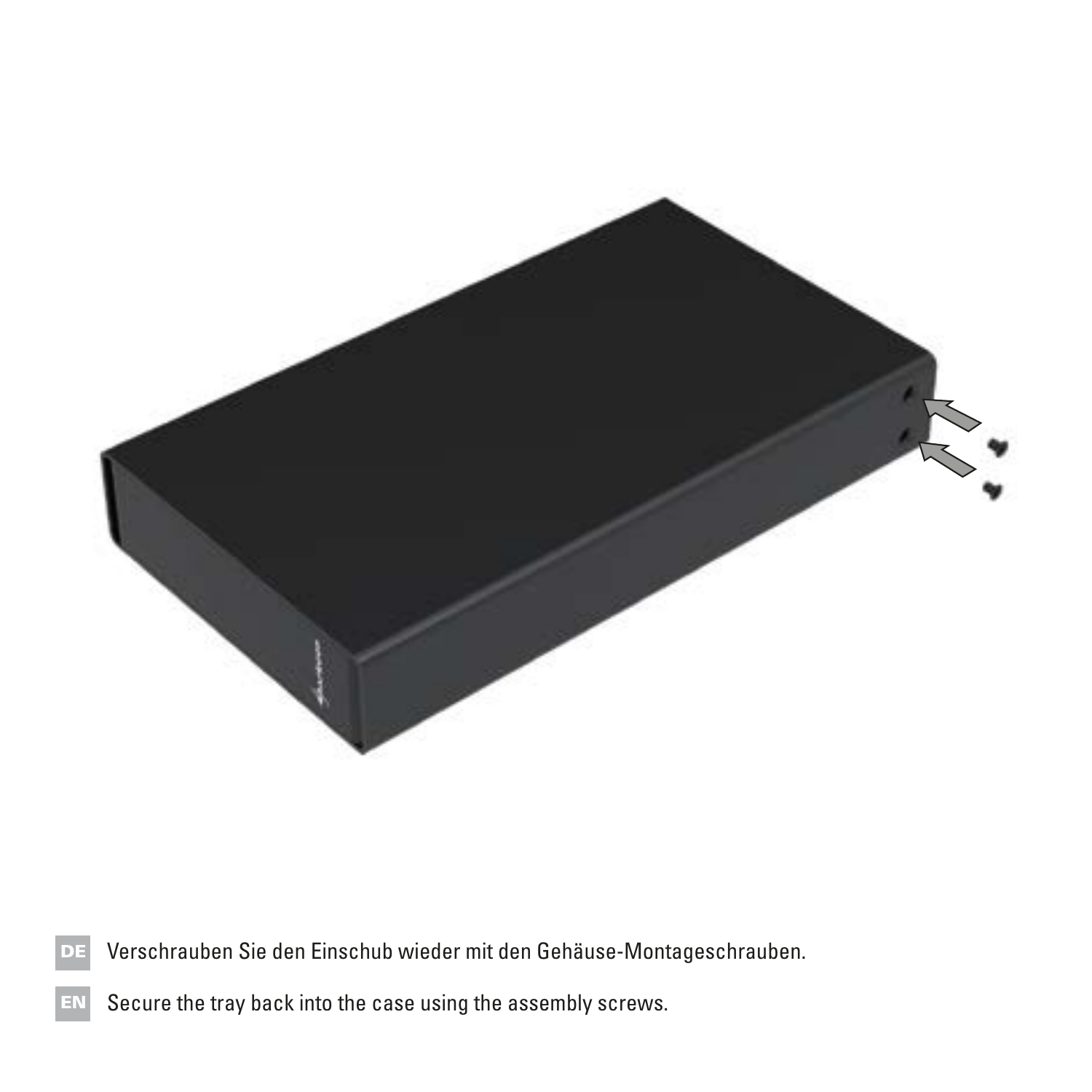**DE** Verschrauben Sie den Einschub wieder mit den Gehäuse-Montageschrauben.

**EN** Secure the tray back into the case using the assembly screws.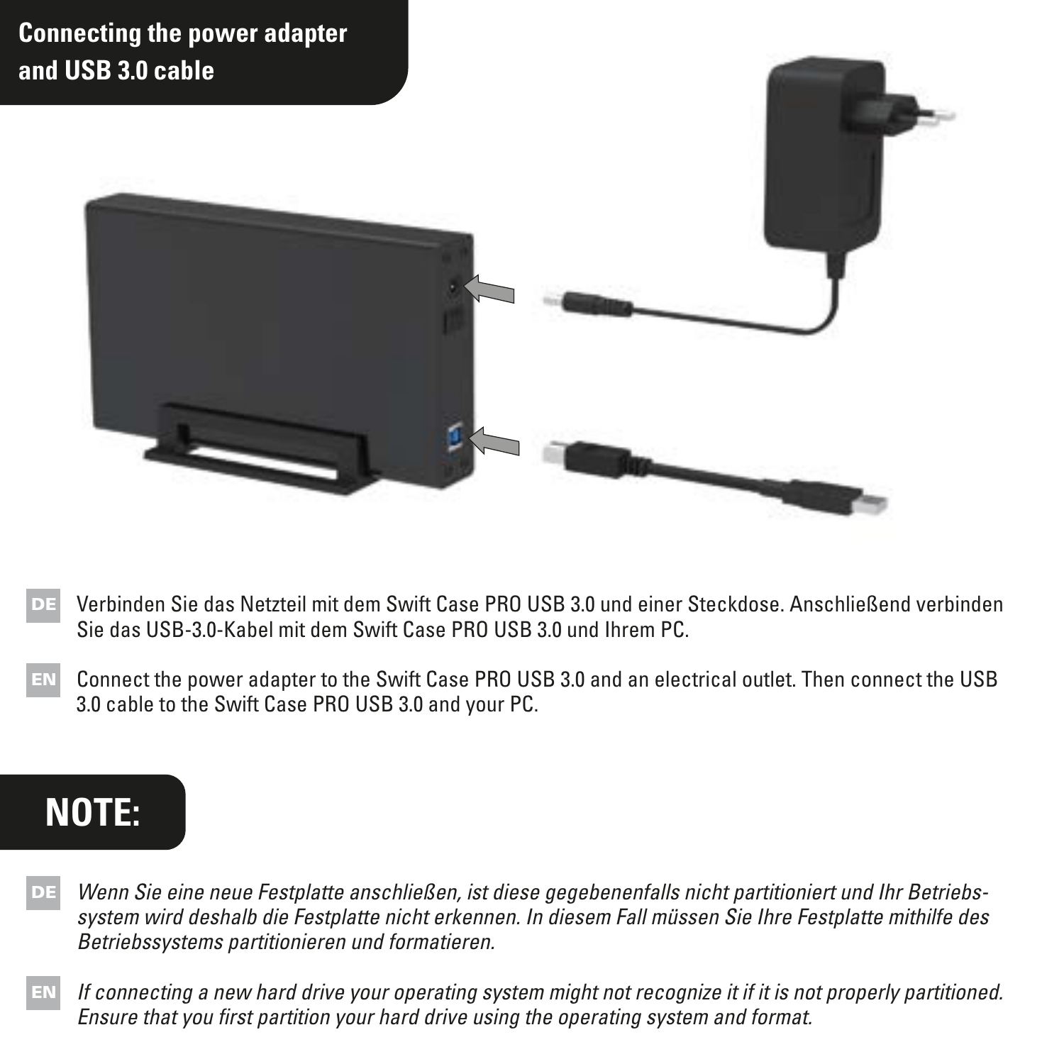## Connecting the power adapter and USB 3.0 cable

**DE** Verbinden Sie das Netzteil mit dem Swift Case PRO USB 3.0 und einer Steckdose. Anschließend verbinden Sie das USB-3.0-Kabel mit dem Swift Case PRO USB 3.0 und Ihrem PC.

**EN** Connect the power adapter to the Swift Case PRO USB 3.0 and an electrical outlet. Then connect the USB 3.0 cable to the Swift Case PRO USB 3.0 and your PC.

## NOTE:

**DE** *Wenn Sie eine neue Festplatte anschließen, ist diese gegebenenfalls nicht partitioniert und Ihr Betriebssystem wird deshalb die Festplatte nicht erkennen. In diesem Fall müssen Sie Ihre Festplatte mithilfe des Betriebssystems partitionieren und formatieren.*

**EN** *If connecting a new hard drive your operating system might not recognize it if it is not properly partitioned. Ensure that you first partition your hard drive using the operating system and format.*